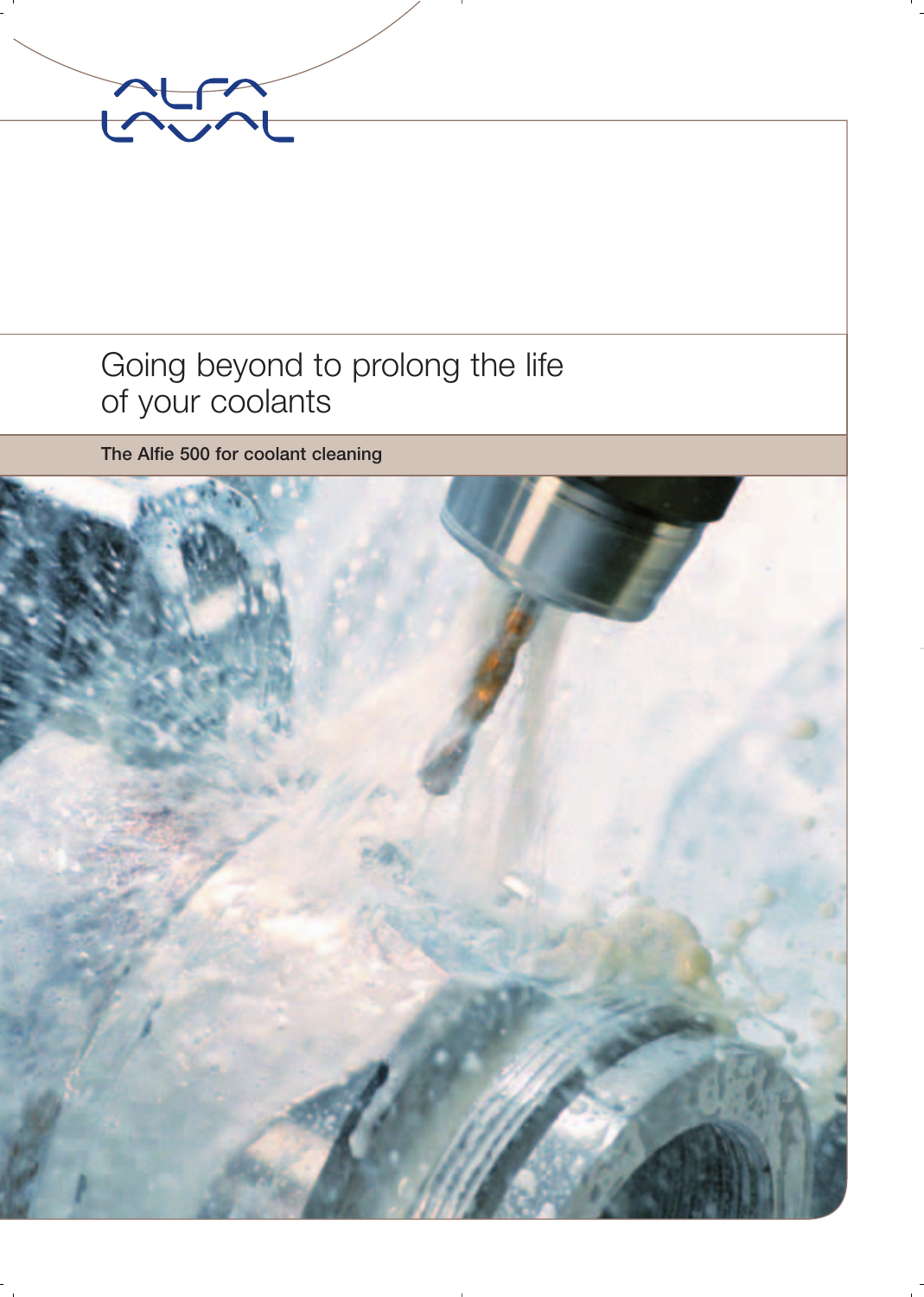# Going beyond to prolong the life of your coolants

**The Alfie 500 for coolant cleaning**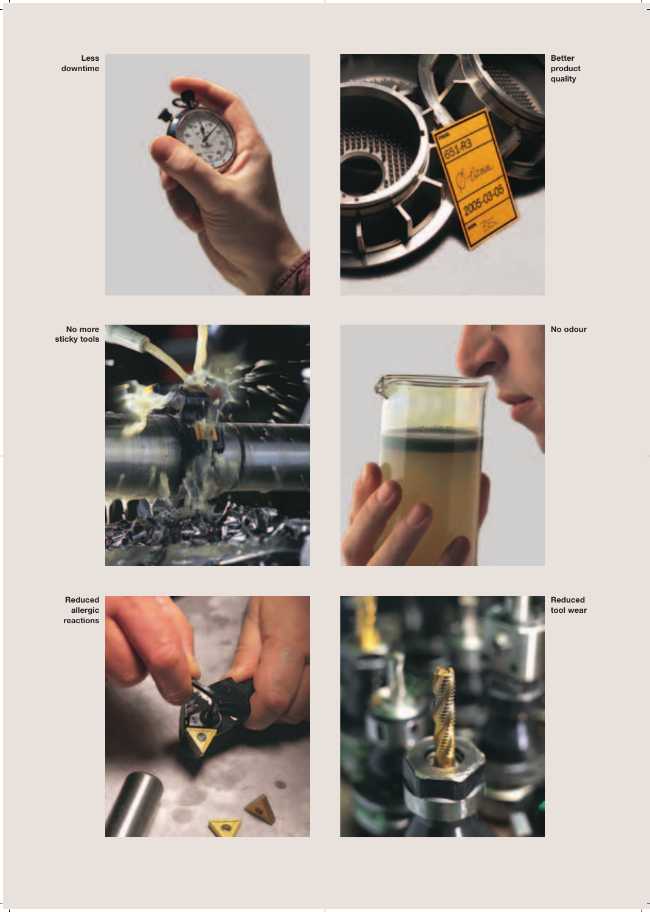Less downtime

Better product quality

No more sticky tools

No odour

Reduced allergic reactions

Reduced tool wear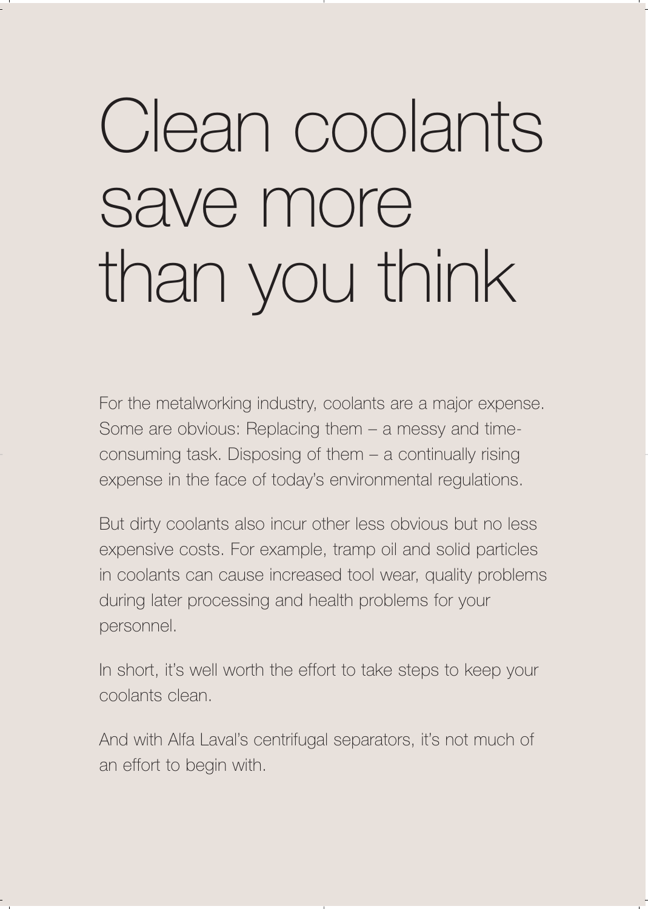# Clean coolants save more than you think

For the metalworking industry, coolants are a major expense. Some are obvious: Replacing them – a messy and time-consuming task. Disposing of them – a continually rising expense in the face of today's environmental regulations.

But dirty coolants also incur other less obvious but no less expensive costs. For example, tramp oil and solid particles in coolants can cause increased tool wear, quality problems during later processing and health problems for your personnel.

In short, it's well worth the effort to take steps to keep your coolants clean.

And with Alfa Laval's centrifugal separators, it's not much of an effort to begin with.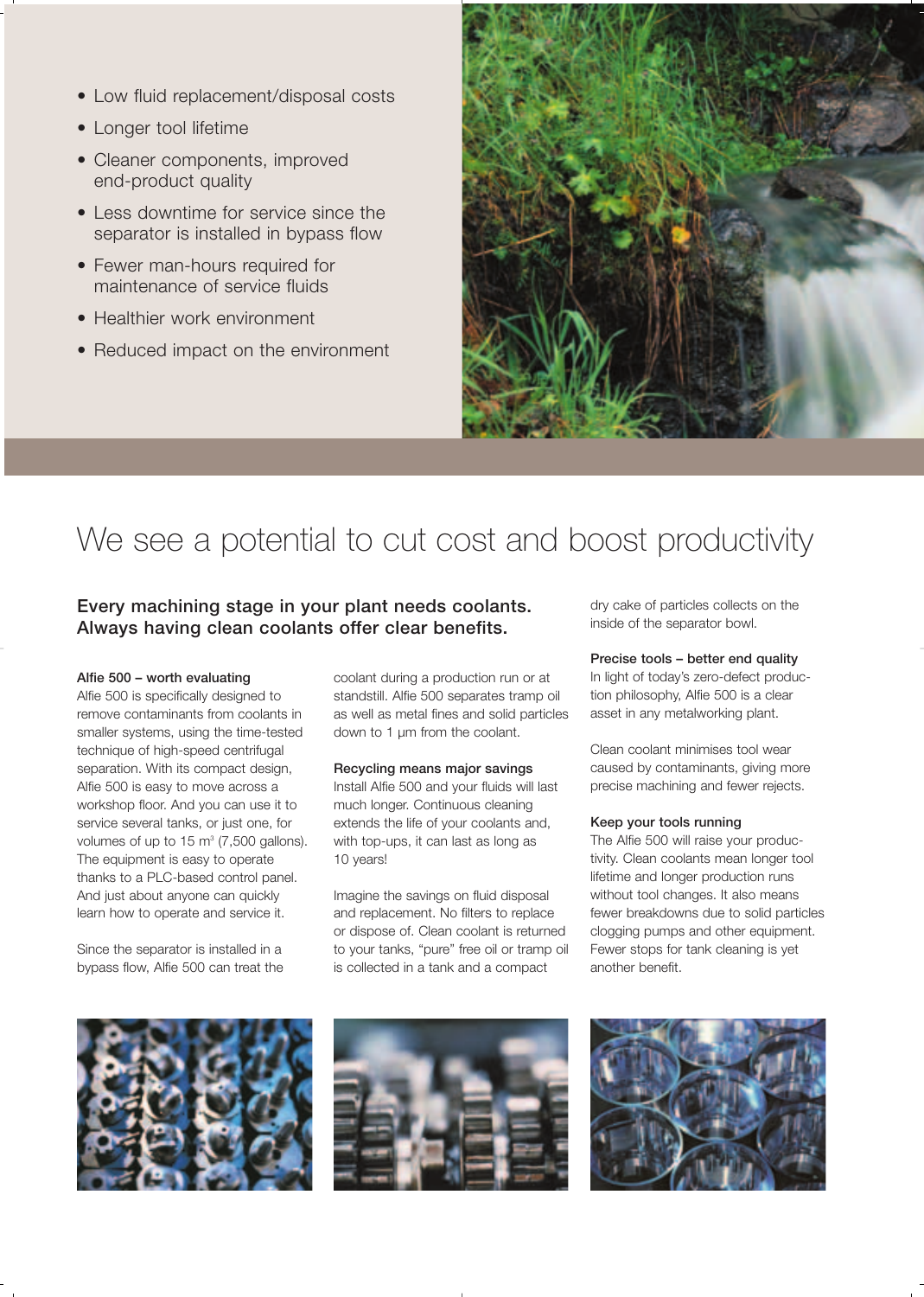- Low fluid replacement/disposal costs
- Longer tool lifetime
- Cleaner components, improved end-product quality
- Less downtime for service since the separator is installed in bypass flow
- Fewer man-hours required for maintenance of service fluids
- Healthier work environment
- Reduced impact on the environment

# We see a potential to cut cost and boost productivity

**Every machining stage in your plant needs coolants. Always having clean coolants offer clear benefits.**

### Alfie 500 – worth evaluating

Alfie 500 is specifically designed to remove contaminants from coolants in smaller systems, using the time-tested technique of high-speed centrifugal separation. With its compact design, Alfie 500 is easy to move across a workshop floor. And you can use it to service several tanks, or just one, for volumes of up to 15 m$^3$ (7,500 gallons). The equipment is easy to operate thanks to a PLC-based control panel. And just about anyone can quickly learn how to operate and service it.

Since the separator is installed in a bypass flow, Alfie 500 can treat the coolant during a production run or at standstill. Alfie 500 separates tramp oil as well as metal fines and solid particles down to 1 µm from the coolant.

### Recycling means major savings

Install Alfie 500 and your fluids will last much longer. Continuous cleaning extends the life of your coolants and, with top-ups, it can last as long as 10 years!

Imagine the savings on fluid disposal and replacement. No filters to replace or dispose of. Clean coolant is returned to your tanks, "pure" free oil or tramp oil is collected in a tank and a compact dry cake of particles collects on the inside of the separator bowl.

### Precise tools – better end quality

In light of today's zero-defect production philosophy, Alfie 500 is a clear asset in any metalworking plant.

Clean coolant minimises tool wear caused by contaminants, giving more precise machining and fewer rejects.

### Keep your tools running

The Alfie 500 will raise your productivity. Clean coolants mean longer tool lifetime and longer production runs without tool changes. It also means fewer breakdowns due to solid particles clogging pumps and other equipment. Fewer stops for tank cleaning is yet another benefit.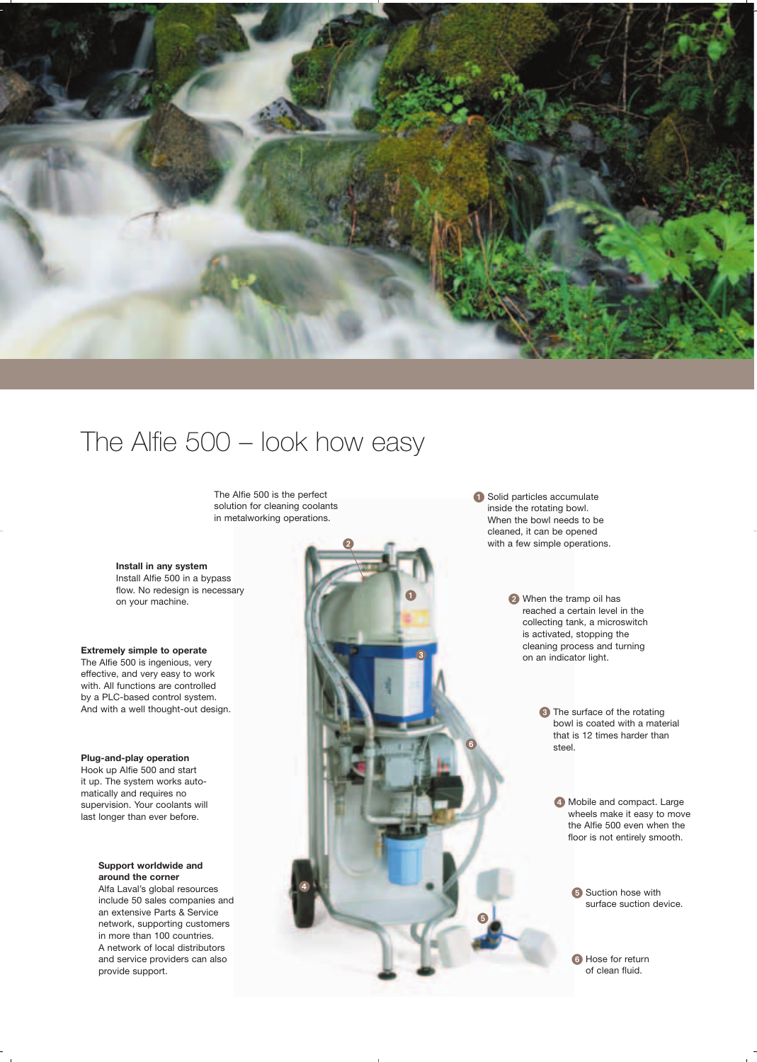# The Alfie 500 – look how easy

The Alfie 500 is the perfect solution for cleaning coolants in metalworking operations.

**Install in any system**
Install Alfie 500 in a bypass flow. No redesign is necessary on your machine.

**Extremely simple to operate**
The Alfie 500 is ingenious, very effective, and very easy to work with. All functions are controlled by a PLC-based control system. And with a well thought-out design.

**Plug-and-play operation**
Hook up Alfie 500 and start it up. The system works automatically and requires no supervision. Your coolants will last longer than ever before.

**Support worldwide and around the corner**
Alfa Laval's global resources include 50 sales companies and an extensive Parts & Service network, supporting customers in more than 100 countries. A network of local distributors and service providers can also provide support.

1. Solid particles accumulate inside the rotating bowl. When the bowl needs to be cleaned, it can be opened with a few simple operations.
2. When the tramp oil has reached a certain level in the collecting tank, a microswitch is activated, stopping the cleaning process and turning on an indicator light.
3. The surface of the rotating bowl is coated with a material that is 12 times harder than steel.
4. Mobile and compact. Large wheels make it easy to move the Alfie 500 even when the floor is not entirely smooth.
5. Suction hose with surface suction device.
6. Hose for return of clean fluid.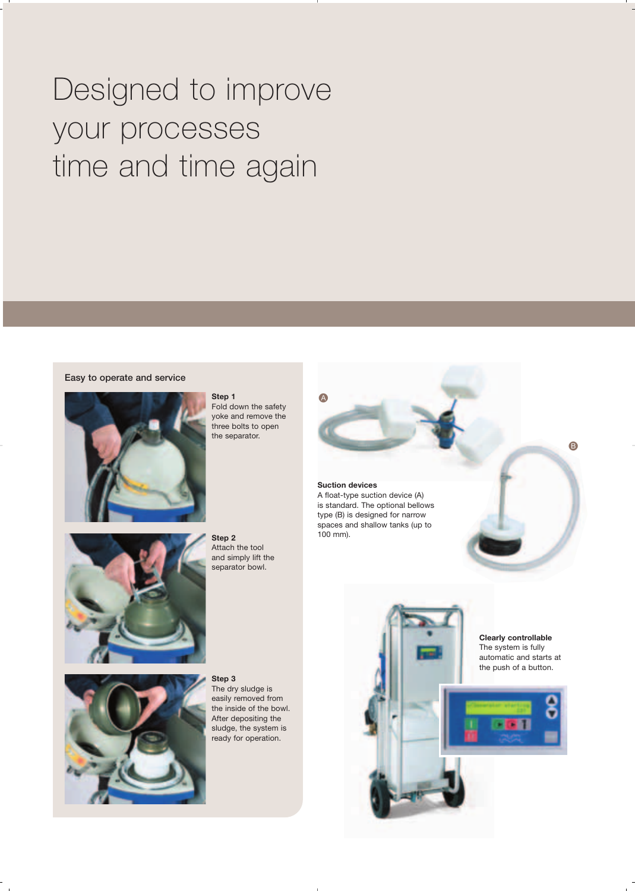# Designed to improve your processes time and time again

## Easy to operate and service

**Step 1**
Fold down the safety yoke and remove the three bolts to open the separator.

**Step 2**
Attach the tool and simply lift the separator bowl.

**Step 3**
The dry sludge is easily removed from the inside of the bowl. After depositing the sludge, the system is ready for operation.

A

B

**Suction devices**
A float-type suction device (A) is standard. The optional bellows type (B) is designed for narrow spaces and shallow tanks (up to 100 mm).

**Clearly controllable**
The system is fully automatic and starts at the push of a button.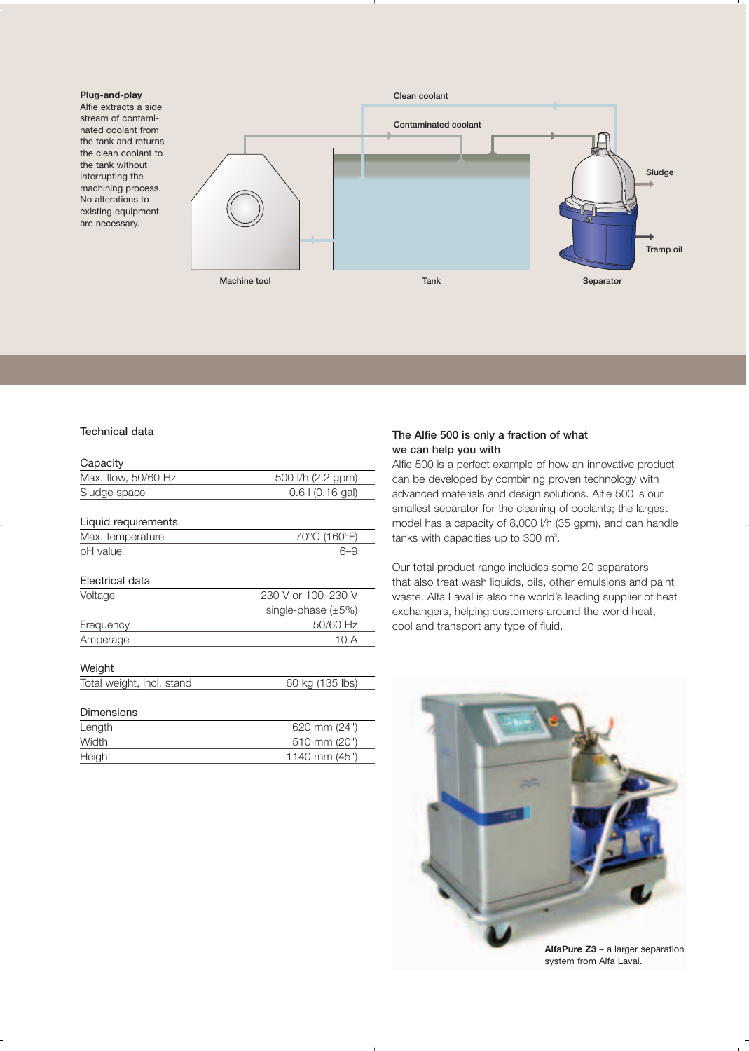**Plug-and-play**
Alfie extracts a side stream of contaminated coolant from the tank and returns the clean coolant to the tank without interrupting the machining process. No alterations to existing equipment are necessary.

Clean coolant

Contaminated coolant

Sludge

Tramp oil

Machine tool

Tank

Separator

## Technical data

| Capacity | |
|---|---|
| Max. flow, 50/60 Hz | 500 l/h (2.2 gpm) |
| Sludge space | 0.6 l (0.16 gal) |

| Liquid requirements | |
|---|---|
| Max. temperature | 70°C (160°F) |
| pH value | 6–9 |

| Electrical data | |
|---|---|
| Voltage | 230 V or 100–230 V single-phase (±5%) |
| Frequency | 50/60 Hz |
| Amperage | 10 A |

| Weight | |
|---|---|
| Total weight, incl. stand | 60 kg (135 lbs) |

| Dimensions | |
|---|---|
| Length | 620 mm (24") |
| Width | 510 mm (20") |
| Height | 1140 mm (45") |

## The Alfie 500 is only a fraction of what we can help you with

Alfie 500 is a perfect example of how an innovative product can be developed by combining proven technology with advanced materials and design solutions. Alfie 500 is our smallest separator for the cleaning of coolants; the largest model has a capacity of 8,000 l/h (35 gpm), and can handle tanks with capacities up to 300 m$^3$.

Our total product range includes some 20 separators that also treat wash liquids, oils, other emulsions and paint waste. Alfa Laval is also the world's leading supplier of heat exchangers, helping customers around the world heat, cool and transport any type of fluid.

**AlfaPure Z3** – a larger separation system from Alfa Laval.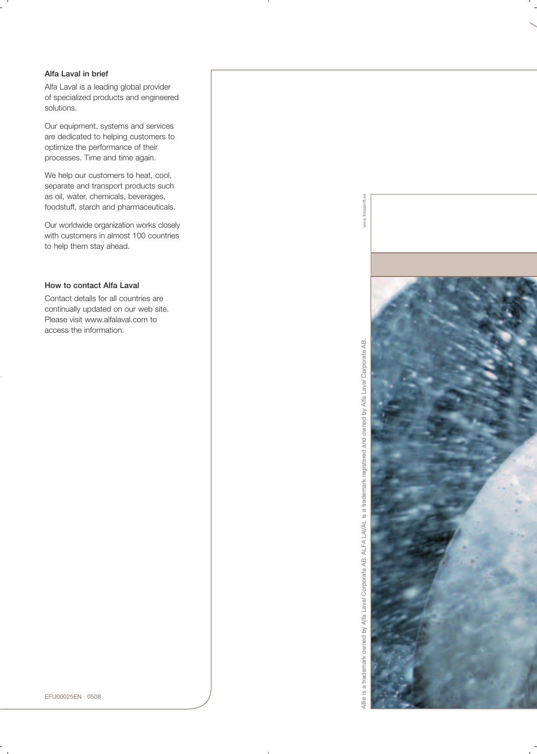### Alfa Laval in brief

Alfa Laval is a leading global provider of specialized products and engineered solutions.

Our equipment, systems and services are dedicated to helping customers to optimize the performance of their processes. Time and time again.

We help our customers to heat, cool, separate and transport products such as oil, water, chemicals, beverages, foodstuff, starch and pharmaceuticals.

Our worldwide organization works closely with customers in almost 100 countries to help them stay ahead.

### How to contact Alfa Laval

Contact details for all countries are continually updated on our web site. Please visit www.alfalaval.com to access the information.

EFU00025EN 0508

Alfie is a trademark owned by Alfa Laval Corporate AB. ALFA LAVAL is a trademark registered and owned by Alfa Laval Corporate AB.

www.fotoskrift.se